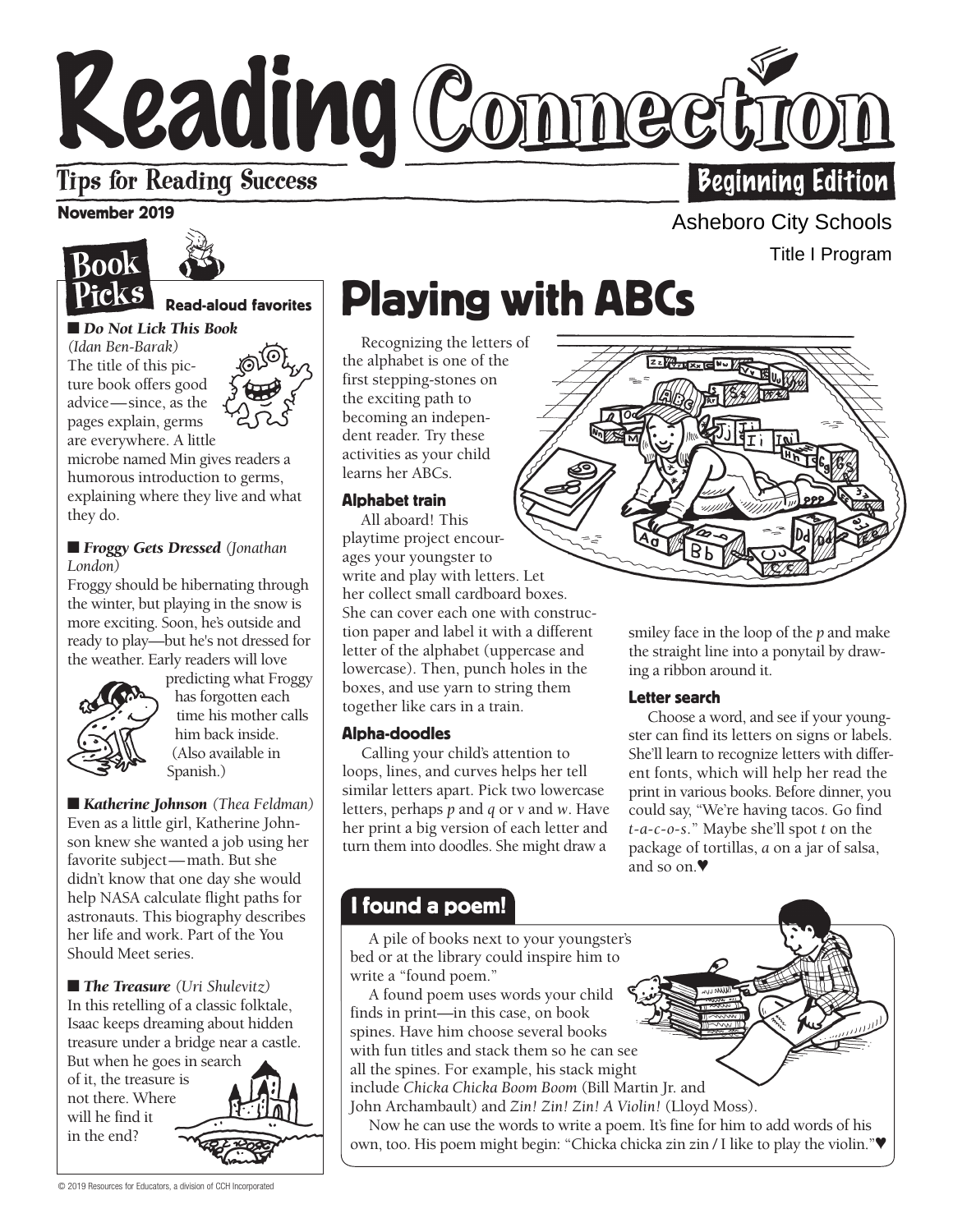# Reading Connection

Tips for Reading Success

Beginning Edition

**November 2019**

Asheboro City Schools

Title I Program

## Book Picks

**Read-aloud favorites**

■ ***Do Not Lick This Book*** *(Idan Ben-Barak)*
The title of this picture book offers good advice—since, as the pages explain, germs are everywhere. A little microbe named Min gives readers a humorous introduction to germs, explaining where they live and what they do.

■ ***Froggy Gets Dressed*** *(Jonathan London)*
Froggy should be hibernating through the winter, but playing in the snow is more exciting. Soon, he's outside and ready to play—but he's not dressed for the weather. Early readers will love predicting what Froggy has forgotten each time his mother calls him back inside. (Also available in Spanish.)

■ ***Katherine Johnson*** *(Thea Feldman)*
Even as a little girl, Katherine Johnson knew she wanted a job using her favorite subject—math. But she didn't know that one day she would help NASA calculate flight paths for astronauts. This biography describes her life and work. Part of the You Should Meet series.

■ ***The Treasure*** *(Uri Shulevitz)*
In this retelling of a classic folktale, Isaac keeps dreaming about hidden treasure under a bridge near a castle. But when he goes in search of it, the treasure is not there. Where will he find it in the end?

# Playing with ABCs

Recognizing the letters of the alphabet is one of the first stepping-stones on the exciting path to becoming an independent reader. Try these activities as your child learns her ABCs.

### Alphabet train

All aboard! This playtime project encourages your youngster to write and play with letters. Let her collect small cardboard boxes. She can cover each one with construction paper and label it with a different letter of the alphabet (uppercase and lowercase). Then, punch holes in the boxes, and use yarn to string them together like cars in a train.

### Alpha-doodles

Calling your child's attention to loops, lines, and curves helps her tell similar letters apart. Pick two lowercase letters, perhaps *p* and *q* or *v* and *w*. Have her print a big version of each letter and turn them into doodles. She might draw a smiley face in the loop of the *p* and make the straight line into a ponytail by drawing a ribbon around it.

### Letter search

Choose a word, and see if your youngster can find its letters on signs or labels. She'll learn to recognize letters with different fonts, which will help her read the print in various books. Before dinner, you could say, "We're having tacos. Go find *t-a-c-o-s*." Maybe she'll spot *t* on the package of tortillas, *a* on a jar of salsa, and so on.♥

## I found a poem!

A pile of books next to your youngster's bed or at the library could inspire him to write a "found poem."

A found poem uses words your child finds in print—in this case, on book spines. Have him choose several books with fun titles and stack them so he can see all the spines. For example, his stack might include *Chicka Chicka Boom Boom* (Bill Martin Jr. and John Archambault) and *Zin! Zin! Zin! A Violin!* (Lloyd Moss).

Now he can use the words to write a poem. It's fine for him to add words of his own, too. His poem might begin: "Chicka chicka zin zin / I like to play the violin."♥

© 2019 Resources for Educators, a division of CCH Incorporated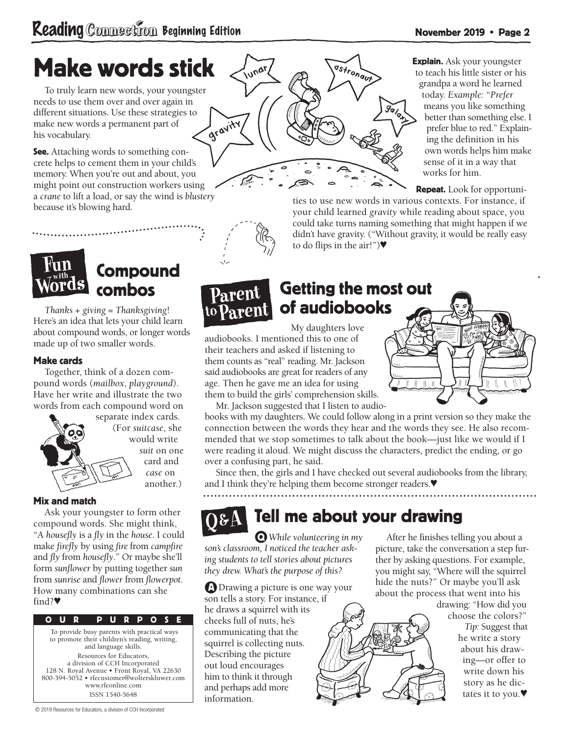# Make words stick

To truly learn new words, your youngster needs to use them over and over again in different situations. Use these strategies to make new words a permanent part of his vocabulary.

**See.** Attaching words to something concrete helps to cement them in your child's memory. When you're out and about, you might point out construction workers using a *crane* to lift a load, or say the wind is *blustery* because it's blowing hard.

**Explain.** Ask your youngster to teach his little sister or his grandpa a word he learned today. *Example: "Prefer* means you like something better than something else. I prefer blue to red." Explaining the definition in his own words helps him make sense of it in a way that works for him.

**Repeat.** Look for opportunities to use new words in various contexts. For instance, if your child learned *gravity* while reading about space, you could take turns naming something that might happen if we didn't have gravity. ("Without gravity, it would be really easy to do flips in the air!")♥

## Fun with Words: Compound combos

*Thanks* + *giving* = *Thanksgiving*! Here's an idea that lets your child learn about compound words, or longer words made up of two smaller words.

### Make cards

Together, think of a dozen compound words (*mailbox*, *playground*). Have her write and illustrate the two words from each compound word on separate index cards. (For *suitcase*, she would write *suit* on one card and *case* on another.)

### Mix and match

Ask your youngster to form other compound words. She might think, "A *housefly* is a *fly* in the *house*. I could make *firefly* by using *fire* from *campfire* and *fly* from *housefly*." Or maybe she'll form *sunflower* by putting together *sun* from *sunrise* and *flower* from *flowerpot*. How many combinations can she find?♥

## Parent to Parent: Getting the most out of audiobooks

My daughters love audiobooks. I mentioned this to one of their teachers and asked if listening to them counts as "real" reading. Mr. Jackson said audiobooks are great for readers of any age. Then he gave me an idea for using them to build the girls' comprehension skills.

Mr. Jackson suggested that I listen to audiobooks with my daughters. We could follow along in a print version so they make the connection between the words they hear and the words they see. He also recommended that we stop sometimes to talk about the book—just like we would if I were reading it aloud. We might discuss the characters, predict the ending, or go over a confusing part, he said.

Since then, the girls and I have checked out several audiobooks from the library, and I think they're helping them become stronger readers.♥

**OUR PURPOSE**

To provide busy parents with practical ways to promote their children's reading, writing, and language skills.

Resources for Educators, a division of CCH Incorporated
128 N. Royal Avenue • Front Royal, VA 22630
800-394-5052 • rfecustomer@wolterskluwer.com
www.rfeonline.com
ISSN 1540-5648

## Q&A: Tell me about your drawing

**Q** *While volunteering in my son's classroom, I noticed the teacher asking students to tell stories about pictures they drew. What's the purpose of this?*

**A** Drawing a picture is one way your son tells a story. For instance, if he draws a squirrel with its cheeks full of nuts, he's communicating that the squirrel is collecting nuts. Describing the picture out loud encourages him to think it through and perhaps add more information.

After he finishes telling you about a picture, take the conversation a step further by asking questions. For example, you might say, "Where will the squirrel hide the nuts?" Or maybe you'll ask about the process that went into his drawing: "How did you choose the colors?"

*Tip:* Suggest that he write a story about his drawing—or offer to write down his story as he dictates it to you.♥

© 2019 Resources for Educators, a division of CCH Incorporated